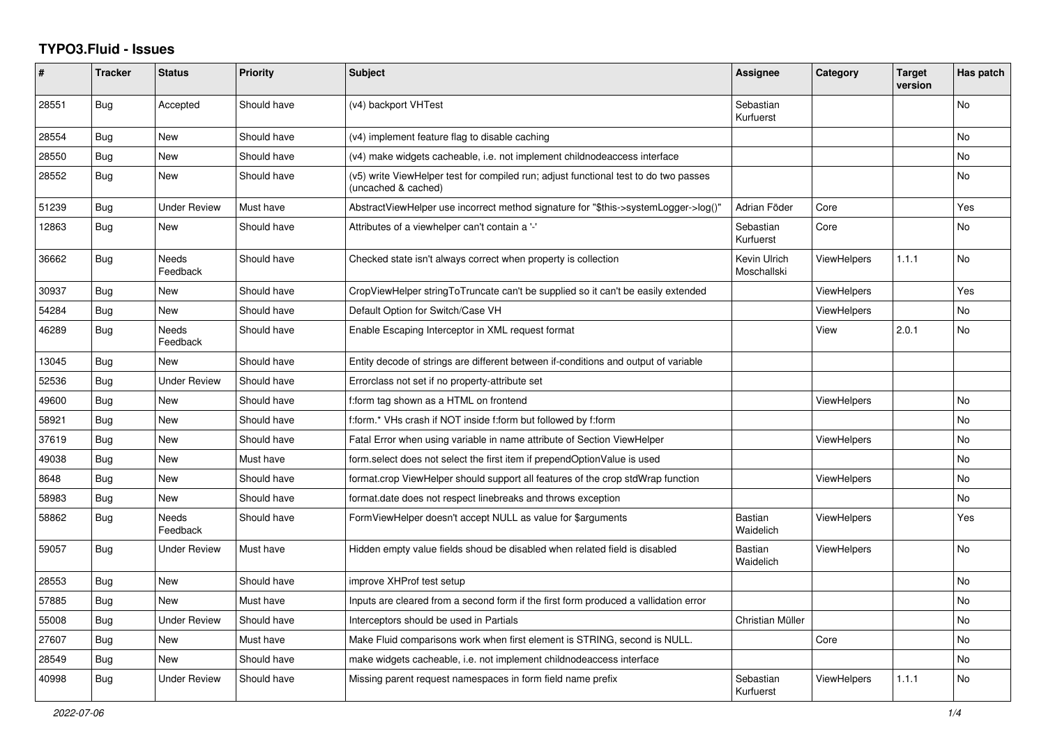# TYPO3.Fluid - Issues

| # | Tracker | Status | Priority | Subject | Assignee | Category | Target version | Has patch |
|---|---|---|---|---|---|---|---|---|
| 28551 | Bug | Accepted | Should have | (v4) backport VHTest | Sebastian Kurfuerst | | | No |
| 28554 | Bug | New | Should have | (v4) implement feature flag to disable caching | | | | No |
| 28550 | Bug | New | Should have | (v4) make widgets cacheable, i.e. not implement childnodeaccess interface | | | | No |
| 28552 | Bug | New | Should have | (v5) write ViewHelper test for compiled run; adjust functional test to do two passes (uncached & cached) | | | | No |
| 51239 | Bug | Under Review | Must have | AbstractViewHelper use incorrect method signature for "$this->systemLogger->log()" | Adrian Föder | Core | | Yes |
| 12863 | Bug | New | Should have | Attributes of a viewhelper can't contain a '-' | Sebastian Kurfuerst | Core | | No |
| 36662 | Bug | Needs Feedback | Should have | Checked state isn't always correct when property is collection | Kevin Ulrich Moschallski | ViewHelpers | 1.1.1 | No |
| 30937 | Bug | New | Should have | CropViewHelper stringToTruncate can't be supplied so it can't be easily extended | | ViewHelpers | | Yes |
| 54284 | Bug | New | Should have | Default Option for Switch/Case VH | | ViewHelpers | | No |
| 46289 | Bug | Needs Feedback | Should have | Enable Escaping Interceptor in XML request format | | View | 2.0.1 | No |
| 13045 | Bug | New | Should have | Entity decode of strings are different between if-conditions and output of variable | | | | |
| 52536 | Bug | Under Review | Should have | Errorclass not set if no property-attribute set | | | | |
| 49600 | Bug | New | Should have | f:form tag shown as a HTML on frontend | | ViewHelpers | | No |
| 58921 | Bug | New | Should have | f:form.* VHs crash if NOT inside f:form but followed by f:form | | | | No |
| 37619 | Bug | New | Should have | Fatal Error when using variable in name attribute of Section ViewHelper | | ViewHelpers | | No |
| 49038 | Bug | New | Must have | form.select does not select the first item if prependOptionValue is used | | | | No |
| 8648 | Bug | New | Should have | format.crop ViewHelper should support all features of the crop stdWrap function | | ViewHelpers | | No |
| 58983 | Bug | New | Should have | format.date does not respect linebreaks and throws exception | | | | No |
| 58862 | Bug | Needs Feedback | Should have | FormViewHelper doesn't accept NULL as value for $arguments | Bastian Waidelich | ViewHelpers | | Yes |
| 59057 | Bug | Under Review | Must have | Hidden empty value fields shoud be disabled when related field is disabled | Bastian Waidelich | ViewHelpers | | No |
| 28553 | Bug | New | Should have | improve XHProf test setup | | | | No |
| 57885 | Bug | New | Must have | Inputs are cleared from a second form if the first form produced a vallidation error | | | | No |
| 55008 | Bug | Under Review | Should have | Interceptors should be used in Partials | Christian Müller | | | No |
| 27607 | Bug | New | Must have | Make Fluid comparisons work when first element is STRING, second is NULL. | | Core | | No |
| 28549 | Bug | New | Should have | make widgets cacheable, i.e. not implement childnodeaccess interface | | | | No |
| 40998 | Bug | Under Review | Should have | Missing parent request namespaces in form field name prefix | Sebastian Kurfuerst | ViewHelpers | 1.1.1 | No |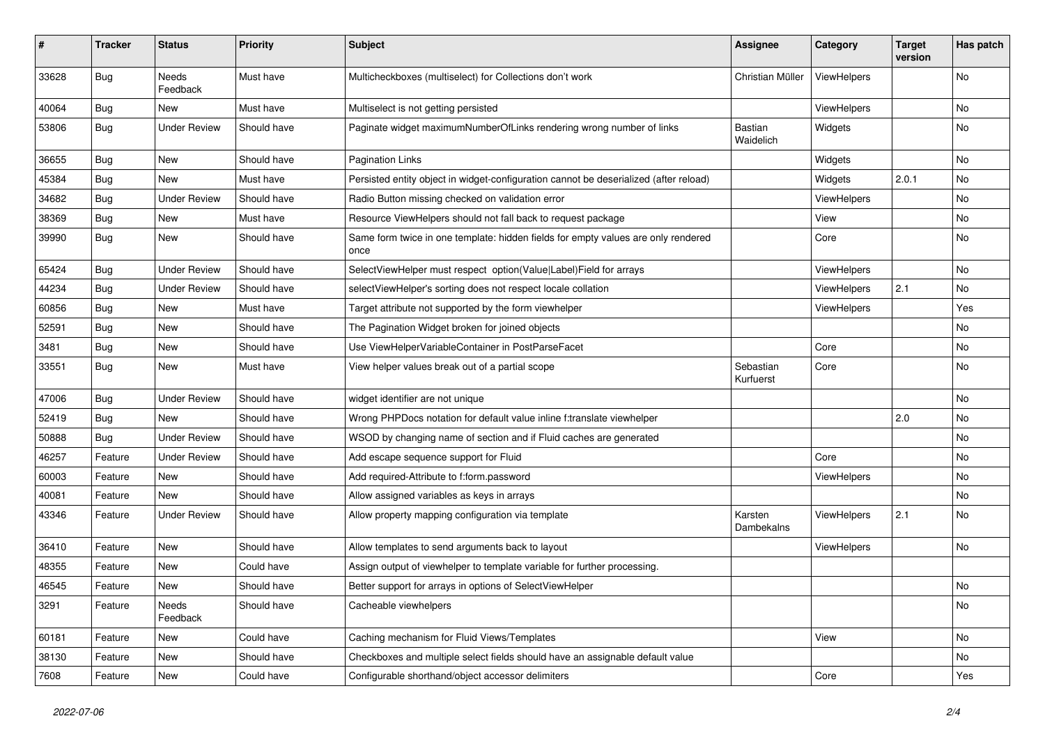| # | Tracker | Status | Priority | Subject | Assignee | Category | Target version | Has patch |
|---|---|---|---|---|---|---|---|---|
| 33628 | Bug | Needs Feedback | Must have | Multicheckboxes (multiselect) for Collections don't work | Christian Müller | ViewHelpers | | No |
| 40064 | Bug | New | Must have | Multiselect is not getting persisted | | ViewHelpers | | No |
| 53806 | Bug | Under Review | Should have | Paginate widget maximumNumberOfLinks rendering wrong number of links | Bastian Waidelich | Widgets | | No |
| 36655 | Bug | New | Should have | Pagination Links | | Widgets | | No |
| 45384 | Bug | New | Must have | Persisted entity object in widget-configuration cannot be deserialized (after reload) | | Widgets | 2.0.1 | No |
| 34682 | Bug | Under Review | Should have | Radio Button missing checked on validation error | | ViewHelpers | | No |
| 38369 | Bug | New | Must have | Resource ViewHelpers should not fall back to request package | | View | | No |
| 39990 | Bug | New | Should have | Same form twice in one template: hidden fields for empty values are only rendered once | | Core | | No |
| 65424 | Bug | Under Review | Should have | SelectViewHelper must respect option(Value\|Label)Field for arrays | | ViewHelpers | | No |
| 44234 | Bug | Under Review | Should have | selectViewHelper's sorting does not respect locale collation | | ViewHelpers | 2.1 | No |
| 60856 | Bug | New | Must have | Target attribute not supported by the form viewhelper | | ViewHelpers | | Yes |
| 52591 | Bug | New | Should have | The Pagination Widget broken for joined objects | | | | No |
| 3481 | Bug | New | Should have | Use ViewHelperVariableContainer in PostParseFacet | | Core | | No |
| 33551 | Bug | New | Must have | View helper values break out of a partial scope | Sebastian Kurfuerst | Core | | No |
| 47006 | Bug | Under Review | Should have | widget identifier are not unique | | | | No |
| 52419 | Bug | New | Should have | Wrong PHPDocs notation for default value inline f:translate viewhelper | | | 2.0 | No |
| 50888 | Bug | Under Review | Should have | WSOD by changing name of section and if Fluid caches are generated | | | | No |
| 46257 | Feature | Under Review | Should have | Add escape sequence support for Fluid | | Core | | No |
| 60003 | Feature | New | Should have | Add required-Attribute to f:form.password | | ViewHelpers | | No |
| 40081 | Feature | New | Should have | Allow assigned variables as keys in arrays | | | | No |
| 43346 | Feature | Under Review | Should have | Allow property mapping configuration via template | Karsten Dambekalns | ViewHelpers | 2.1 | No |
| 36410 | Feature | New | Should have | Allow templates to send arguments back to layout | | ViewHelpers | | No |
| 48355 | Feature | New | Could have | Assign output of viewhelper to template variable for further processing. | | | | |
| 46545 | Feature | New | Should have | Better support for arrays in options of SelectViewHelper | | | | No |
| 3291 | Feature | Needs Feedback | Should have | Cacheable viewhelpers | | | | No |
| 60181 | Feature | New | Could have | Caching mechanism for Fluid Views/Templates | | View | | No |
| 38130 | Feature | New | Should have | Checkboxes and multiple select fields should have an assignable default value | | | | No |
| 7608 | Feature | New | Could have | Configurable shorthand/object accessor delimiters | | Core | | Yes |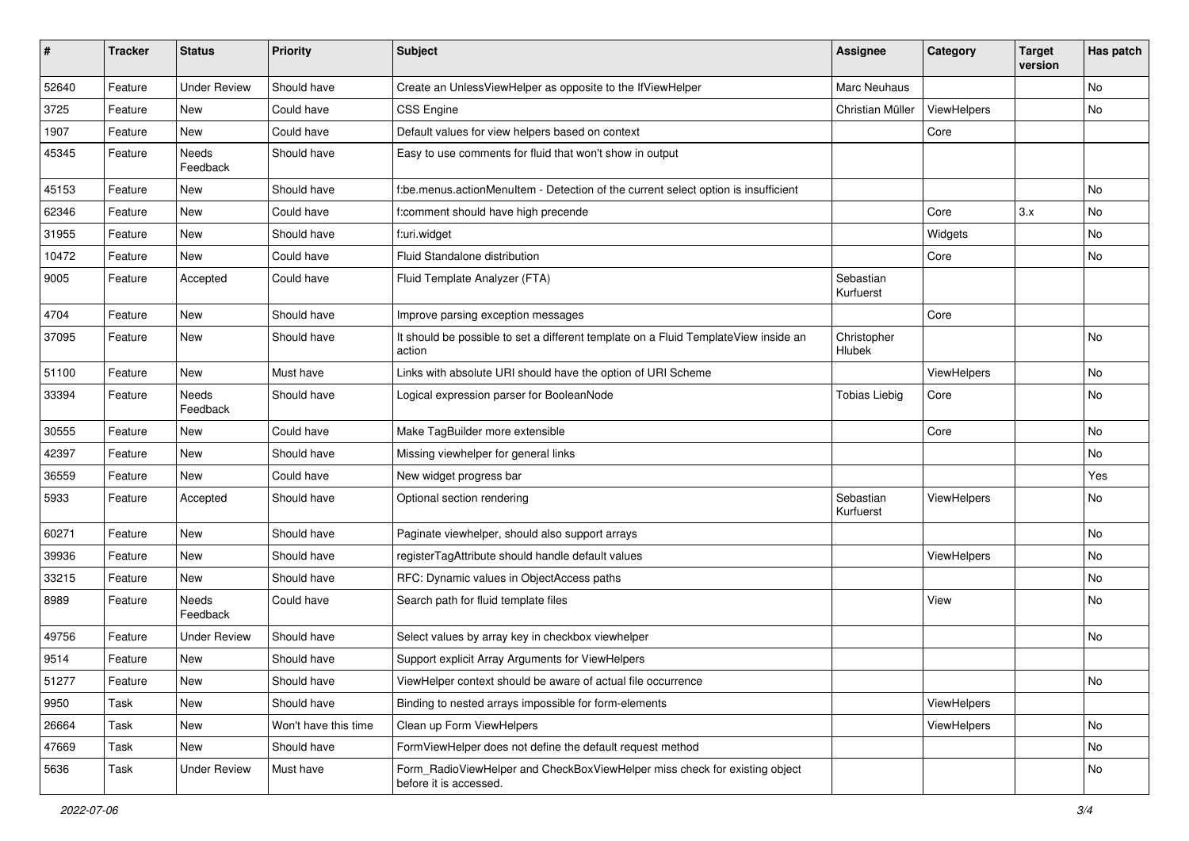| # | Tracker | Status | Priority | Subject | Assignee | Category | Target version | Has patch |
|---|---|---|---|---|---|---|---|---|
| 52640 | Feature | Under Review | Should have | Create an UnlessViewHelper as opposite to the IfViewHelper | Marc Neuhaus | | | No |
| 3725 | Feature | New | Could have | CSS Engine | Christian Müller | ViewHelpers | | No |
| 1907 | Feature | New | Could have | Default values for view helpers based on context | | Core | | |
| 45345 | Feature | Needs Feedback | Should have | Easy to use comments for fluid that won't show in output | | | | |
| 45153 | Feature | New | Should have | f:be.menus.actionMenuItem - Detection of the current select option is insufficient | | | | No |
| 62346 | Feature | New | Could have | f:comment should have high precende | | Core | 3.x | No |
| 31955 | Feature | New | Should have | f:uri.widget | | Widgets | | No |
| 10472 | Feature | New | Could have | Fluid Standalone distribution | | Core | | No |
| 9005 | Feature | Accepted | Could have | Fluid Template Analyzer (FTA) | Sebastian Kurfuerst | | | |
| 4704 | Feature | New | Should have | Improve parsing exception messages | | Core | | |
| 37095 | Feature | New | Should have | It should be possible to set a different template on a Fluid TemplateView inside an action | Christopher Hlubek | | | No |
| 51100 | Feature | New | Must have | Links with absolute URI should have the option of URI Scheme | | ViewHelpers | | No |
| 33394 | Feature | Needs Feedback | Should have | Logical expression parser for BooleanNode | Tobias Liebig | Core | | No |
| 30555 | Feature | New | Could have | Make TagBuilder more extensible | | Core | | No |
| 42397 | Feature | New | Should have | Missing viewhelper for general links | | | | No |
| 36559 | Feature | New | Could have | New widget progress bar | | | | Yes |
| 5933 | Feature | Accepted | Should have | Optional section rendering | Sebastian Kurfuerst | ViewHelpers | | No |
| 60271 | Feature | New | Should have | Paginate viewhelper, should also support arrays | | | | No |
| 39936 | Feature | New | Should have | registerTagAttribute should handle default values | | ViewHelpers | | No |
| 33215 | Feature | New | Should have | RFC: Dynamic values in ObjectAccess paths | | | | No |
| 8989 | Feature | Needs Feedback | Could have | Search path for fluid template files | | View | | No |
| 49756 | Feature | Under Review | Should have | Select values by array key in checkbox viewhelper | | | | No |
| 9514 | Feature | New | Should have | Support explicit Array Arguments for ViewHelpers | | | | |
| 51277 | Feature | New | Should have | ViewHelper context should be aware of actual file occurrence | | | | No |
| 9950 | Task | New | Should have | Binding to nested arrays impossible for form-elements | | ViewHelpers | | |
| 26664 | Task | New | Won't have this time | Clean up Form ViewHelpers | | ViewHelpers | | No |
| 47669 | Task | New | Should have | FormViewHelper does not define the default request method | | | | No |
| 5636 | Task | Under Review | Must have | Form_RadioViewHelper and CheckBoxViewHelper miss check for existing object before it is accessed. | | | | No |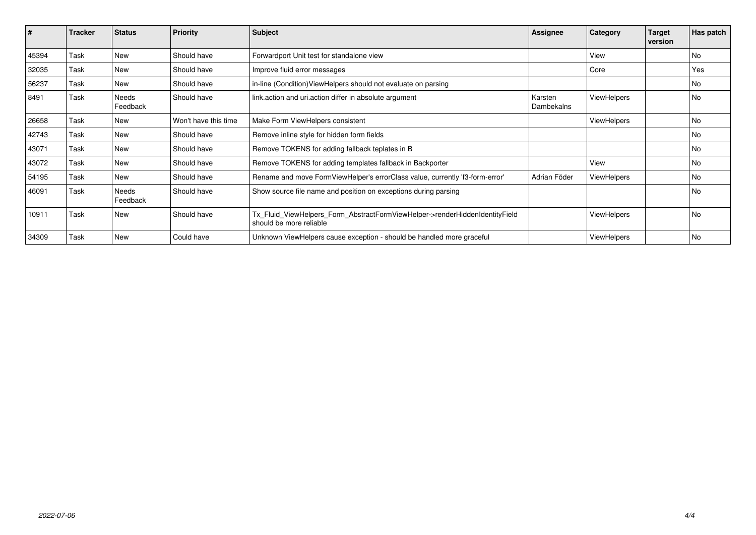| # | Tracker | Status | Priority | Subject | Assignee | Category | Target version | Has patch |
|---|---|---|---|---|---|---|---|---|
| 45394 | Task | New | Should have | Forwardport Unit test for standalone view | | View | | No |
| 32035 | Task | New | Should have | Improve fluid error messages | | Core | | Yes |
| 56237 | Task | New | Should have | in-line (Condition)ViewHelpers should not evaluate on parsing | | | | No |
| 8491 | Task | Needs Feedback | Should have | link.action and uri.action differ in absolute argument | Karsten Dambekalns | ViewHelpers | | No |
| 26658 | Task | New | Won't have this time | Make Form ViewHelpers consistent | | ViewHelpers | | No |
| 42743 | Task | New | Should have | Remove inline style for hidden form fields | | | | No |
| 43071 | Task | New | Should have | Remove TOKENS for adding fallback teplates in B | | | | No |
| 43072 | Task | New | Should have | Remove TOKENS for adding templates fallback in Backporter | | View | | No |
| 54195 | Task | New | Should have | Rename and move FormViewHelper's errorClass value, currently 'f3-form-error' | Adrian Föder | ViewHelpers | | No |
| 46091 | Task | Needs Feedback | Should have | Show source file name and position on exceptions during parsing | | | | No |
| 10911 | Task | New | Should have | Tx_Fluid_ViewHelpers_Form_AbstractFormViewHelper->renderHiddenIdentityField should be more reliable | | ViewHelpers | | No |
| 34309 | Task | New | Could have | Unknown ViewHelpers cause exception - should be handled more graceful | | ViewHelpers | | No |

*2022-07-06*